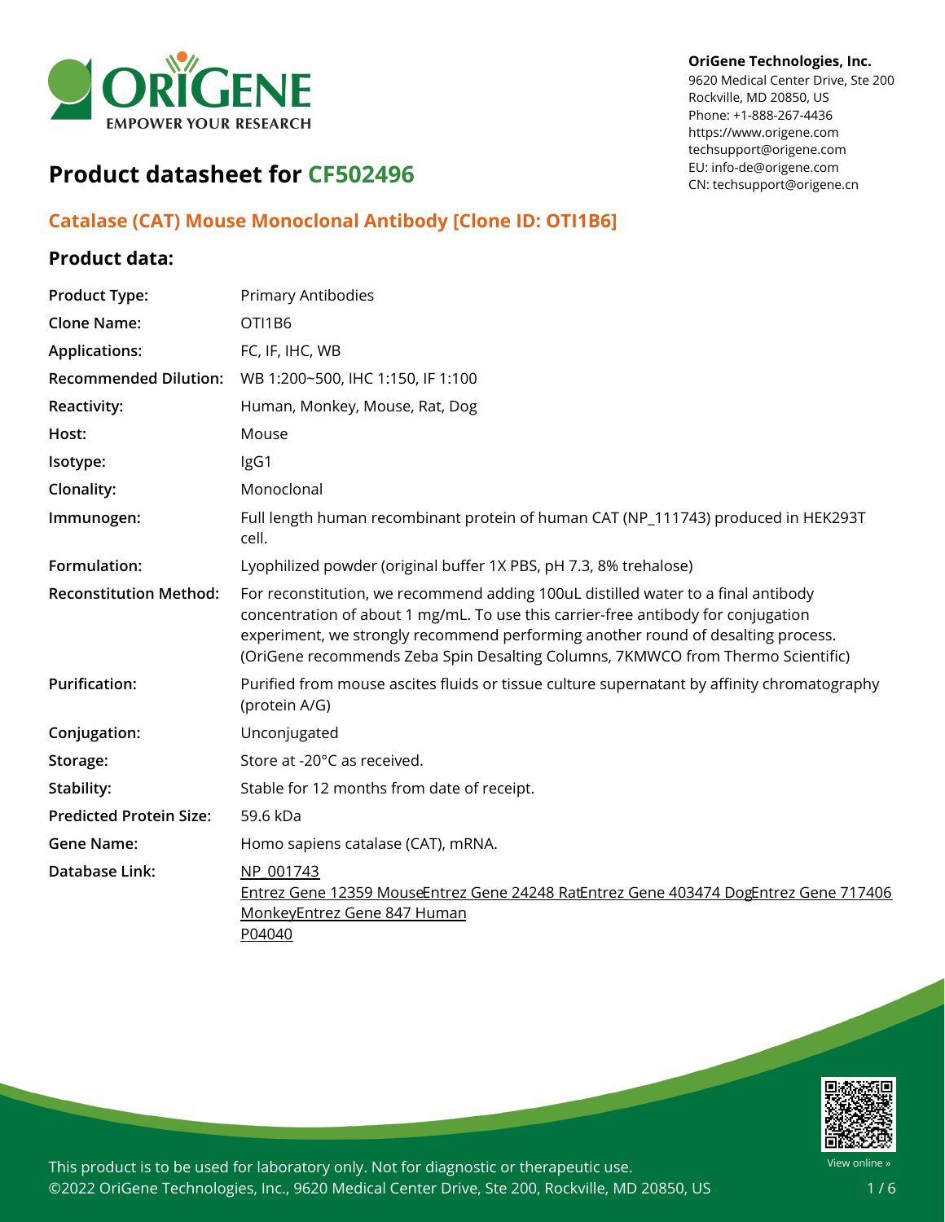**OriGene Technologies, Inc.**
9620 Medical Center Drive, Ste 200
Rockville, MD 20850, US
Phone: +1-888-267-4436
https://www.origene.com
techsupport@origene.com
EU: info-de@origene.com
CN: techsupport@origene.cn

# Product datasheet for CF502496

## Catalase (CAT) Mouse Monoclonal Antibody [Clone ID: OTI1B6]

### Product data:

| | |
|---|---|
| **Product Type:** | Primary Antibodies |
| **Clone Name:** | OTI1B6 |
| **Applications:** | FC, IF, IHC, WB |
| **Recommended Dilution:** | WB 1:200~500, IHC 1:150, IF 1:100 |
| **Reactivity:** | Human, Monkey, Mouse, Rat, Dog |
| **Host:** | Mouse |
| **Isotype:** | IgG1 |
| **Clonality:** | Monoclonal |
| **Immunogen:** | Full length human recombinant protein of human CAT (NP_111743) produced in HEK293T cell. |
| **Formulation:** | Lyophilized powder (original buffer 1X PBS, pH 7.3, 8% trehalose) |
| **Reconstitution Method:** | For reconstitution, we recommend adding 100uL distilled water to a final antibody concentration of about 1 mg/mL. To use this carrier-free antibody for conjugation experiment, we strongly recommend performing another round of desalting process. (OriGene recommends Zeba Spin Desalting Columns, 7KMWCO from Thermo Scientific) |
| **Purification:** | Purified from mouse ascites fluids or tissue culture supernatant by affinity chromatography (protein A/G) |
| **Conjugation:** | Unconjugated |
| **Storage:** | Store at -20°C as received. |
| **Stability:** | Stable for 12 months from date of receipt. |
| **Predicted Protein Size:** | 59.6 kDa |
| **Gene Name:** | Homo sapiens catalase (CAT), mRNA. |
| **Database Link:** | NP_001743<br>Entrez Gene 12359 MouseEntrez Gene 24248 RatEntrez Gene 403474 DogEntrez Gene 717406 MonkeyEntrez Gene 847 Human<br>P04040 |

This product is to be used for laboratory only. Not for diagnostic or therapeutic use.
©2022 OriGene Technologies, Inc., 9620 Medical Center Drive, Ste 200, Rockville, MD 20850, US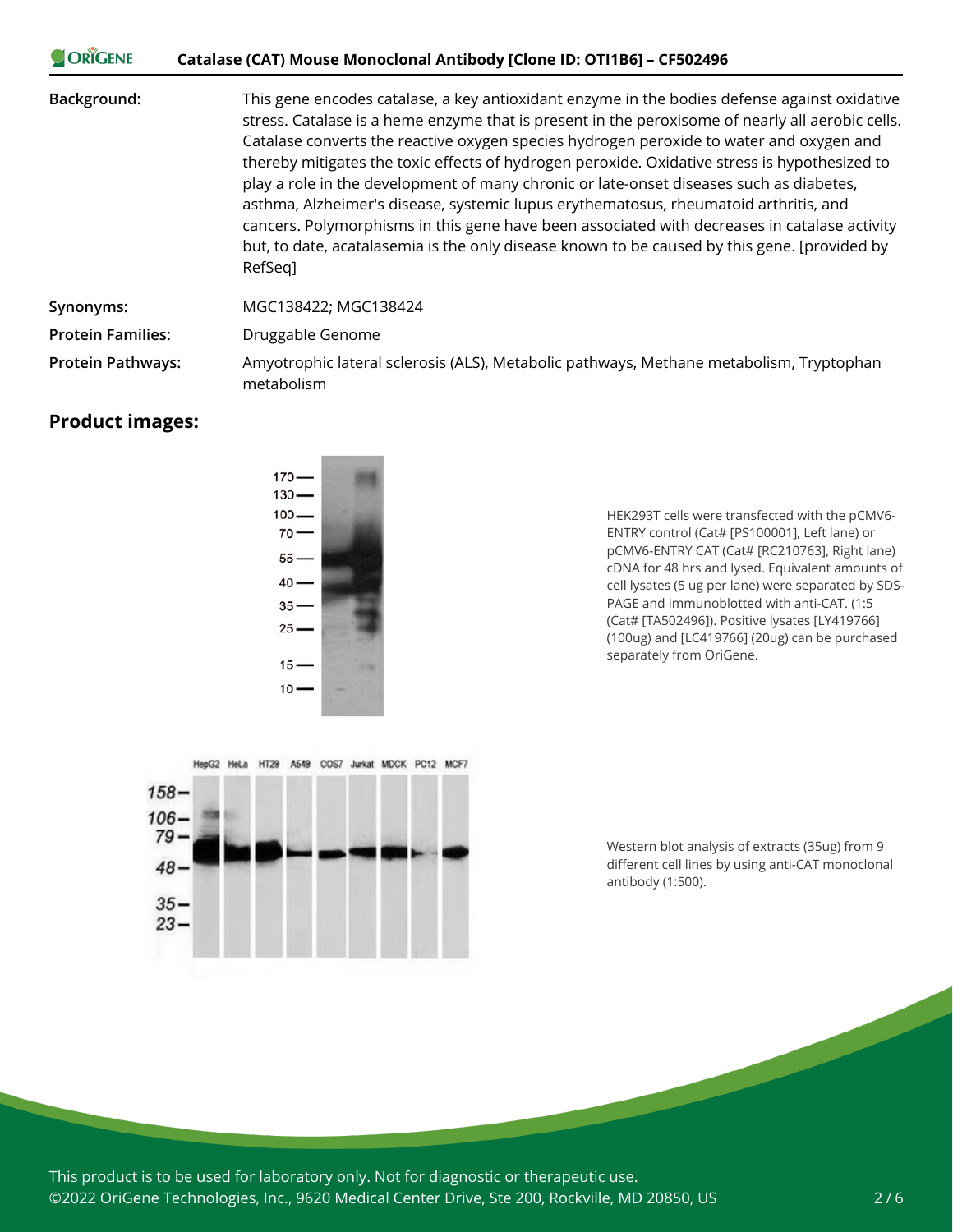| | |
|---|---|
| **Background:** | This gene encodes catalase, a key antioxidant enzyme in the bodies defense against oxidative stress. Catalase is a heme enzyme that is present in the peroxisome of nearly all aerobic cells. Catalase converts the reactive oxygen species hydrogen peroxide to water and oxygen and thereby mitigates the toxic effects of hydrogen peroxide. Oxidative stress is hypothesized to play a role in the development of many chronic or late-onset diseases such as diabetes, asthma, Alzheimer's disease, systemic lupus erythematosus, rheumatoid arthritis, and cancers. Polymorphisms in this gene have been associated with decreases in catalase activity but, to date, acatalasemia is the only disease known to be caused by this gene. [provided by RefSeq] |
| **Synonyms:** | MGC138422; MGC138424 |
| **Protein Families:** | Druggable Genome |
| **Protein Pathways:** | Amyotrophic lateral sclerosis (ALS), Metabolic pathways, Methane metabolism, Tryptophan metabolism |

## Product images:

HEK293T cells were transfected with the pCMV6-ENTRY control (Cat# [PS100001], Left lane) or pCMV6-ENTRY CAT (Cat# [RC210763], Right lane) cDNA for 48 hrs and lysed. Equivalent amounts of cell lysates (5 ug per lane) were separated by SDS-PAGE and immunoblotted with anti-CAT. (1:5 (Cat# [TA502496]). Positive lysates [LY419766] (100ug) and [LC419766] (20ug) can be purchased separately from OriGene.

Western blot analysis of extracts (35ug) from 9 different cell lines by using anti-CAT monoclonal antibody (1:500).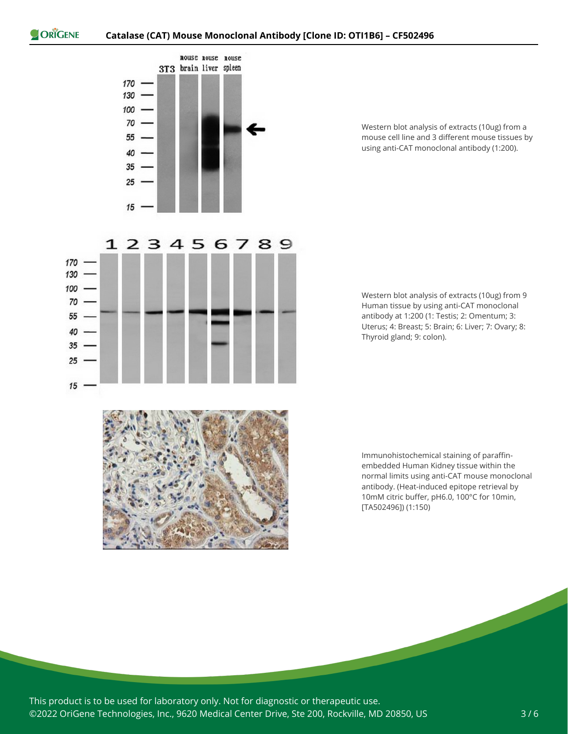Western blot analysis of extracts (10ug) from a mouse cell line and 3 different mouse tissues by using anti-CAT monoclonal antibody (1:200).

Western blot analysis of extracts (10ug) from 9 Human tissue by using anti-CAT monoclonal antibody at 1:200 (1: Testis; 2: Omentum; 3: Uterus; 4: Breast; 5: Brain; 6: Liver; 7: Ovary; 8: Thyroid gland; 9: colon).

Immunohistochemical staining of paraffin-embedded Human Kidney tissue within the normal limits using anti-CAT mouse monoclonal antibody. (Heat-induced epitope retrieval by 10mM citric buffer, pH6.0, 100°C for 10min, [TA502496]) (1:150)

This product is to be used for laboratory only. Not for diagnostic or therapeutic use.
©2022 OriGene Technologies, Inc., 9620 Medical Center Drive, Ste 200, Rockville, MD 20850, US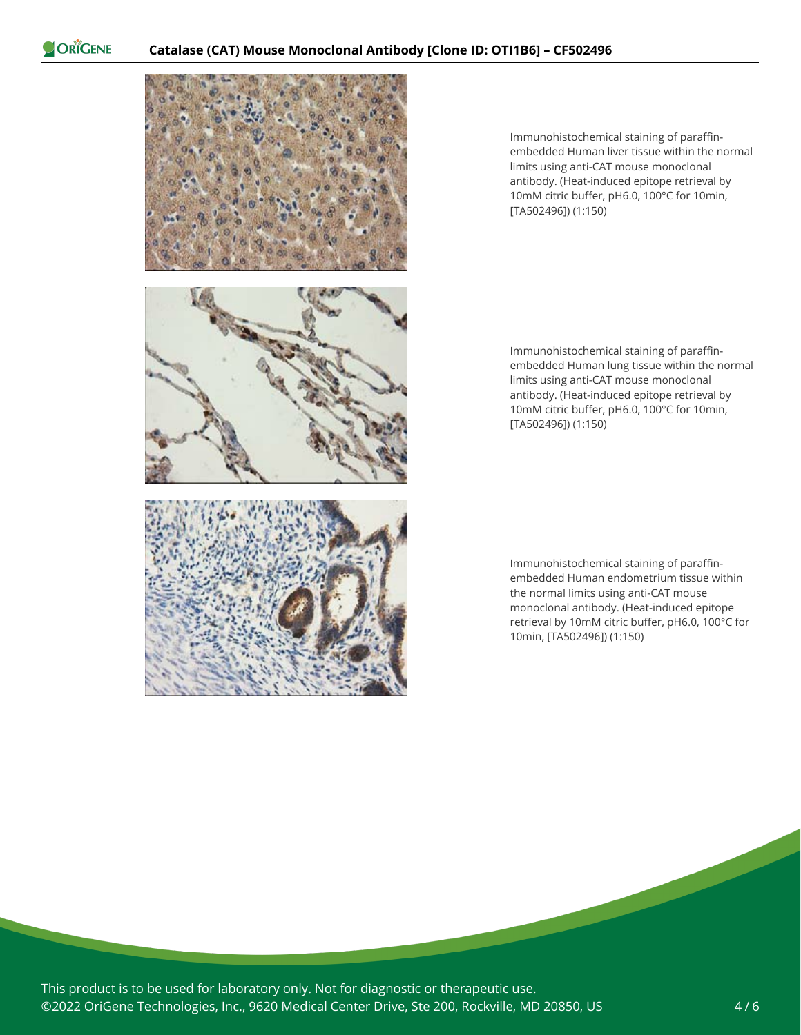Immunohistochemical staining of paraffin-embedded Human liver tissue within the normal limits using anti-CAT mouse monoclonal antibody. (Heat-induced epitope retrieval by 10mM citric buffer, pH6.0, 100°C for 10min, [TA502496]) (1:150)

Immunohistochemical staining of paraffin-embedded Human lung tissue within the normal limits using anti-CAT mouse monoclonal antibody. (Heat-induced epitope retrieval by 10mM citric buffer, pH6.0, 100°C for 10min, [TA502496]) (1:150)

Immunohistochemical staining of paraffin-embedded Human endometrium tissue within the normal limits using anti-CAT mouse monoclonal antibody. (Heat-induced epitope retrieval by 10mM citric buffer, pH6.0, 100°C for 10min, [TA502496]) (1:150)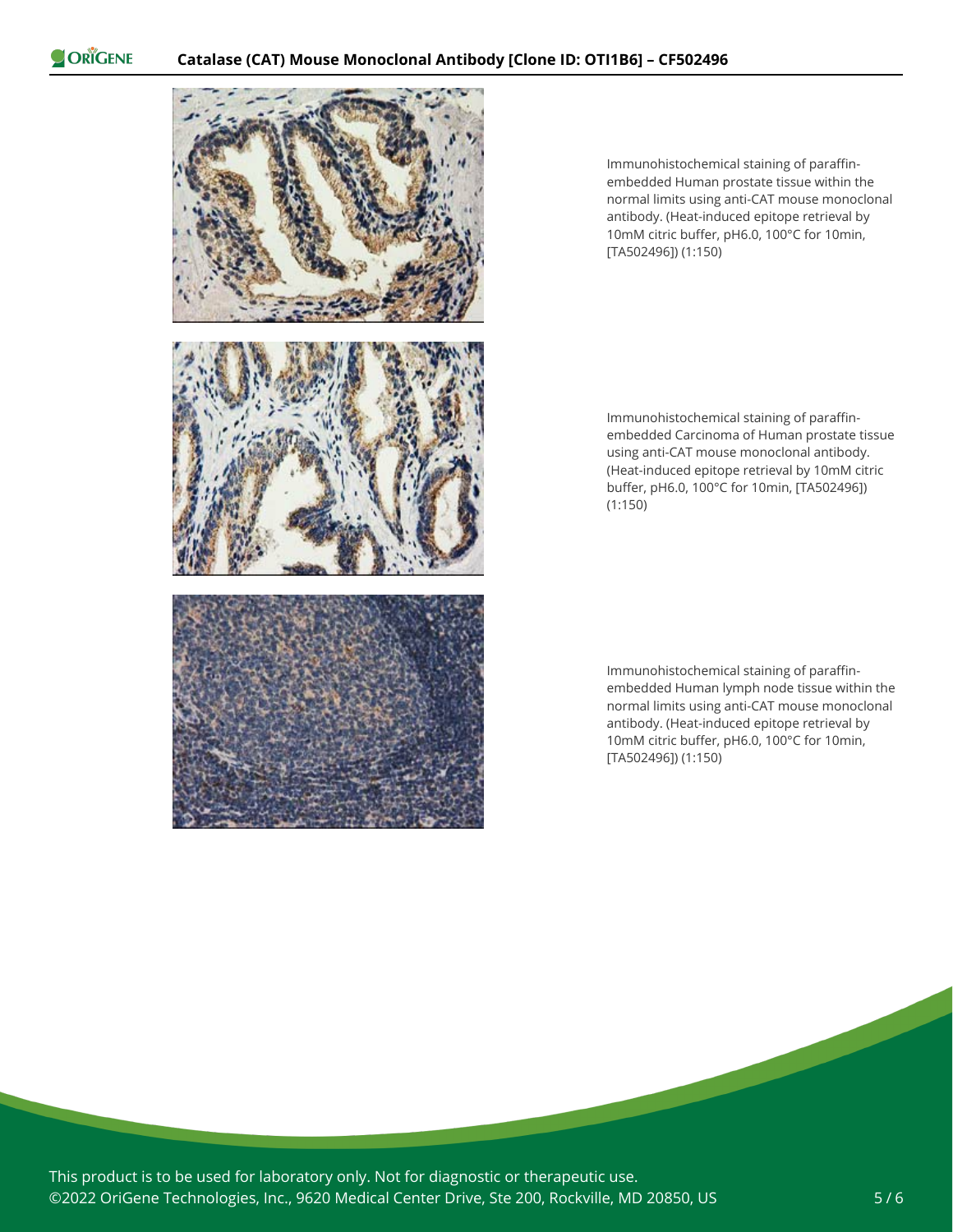Immunohistochemical staining of paraffin-embedded Human prostate tissue within the normal limits using anti-CAT mouse monoclonal antibody. (Heat-induced epitope retrieval by 10mM citric buffer, pH6.0, 100°C for 10min, [TA502496]) (1:150)

Immunohistochemical staining of paraffin-embedded Carcinoma of Human prostate tissue using anti-CAT mouse monoclonal antibody. (Heat-induced epitope retrieval by 10mM citric buffer, pH6.0, 100°C for 10min, [TA502496]) (1:150)

Immunohistochemical staining of paraffin-embedded Human lymph node tissue within the normal limits using anti-CAT mouse monoclonal antibody. (Heat-induced epitope retrieval by 10mM citric buffer, pH6.0, 100°C for 10min, [TA502496]) (1:150)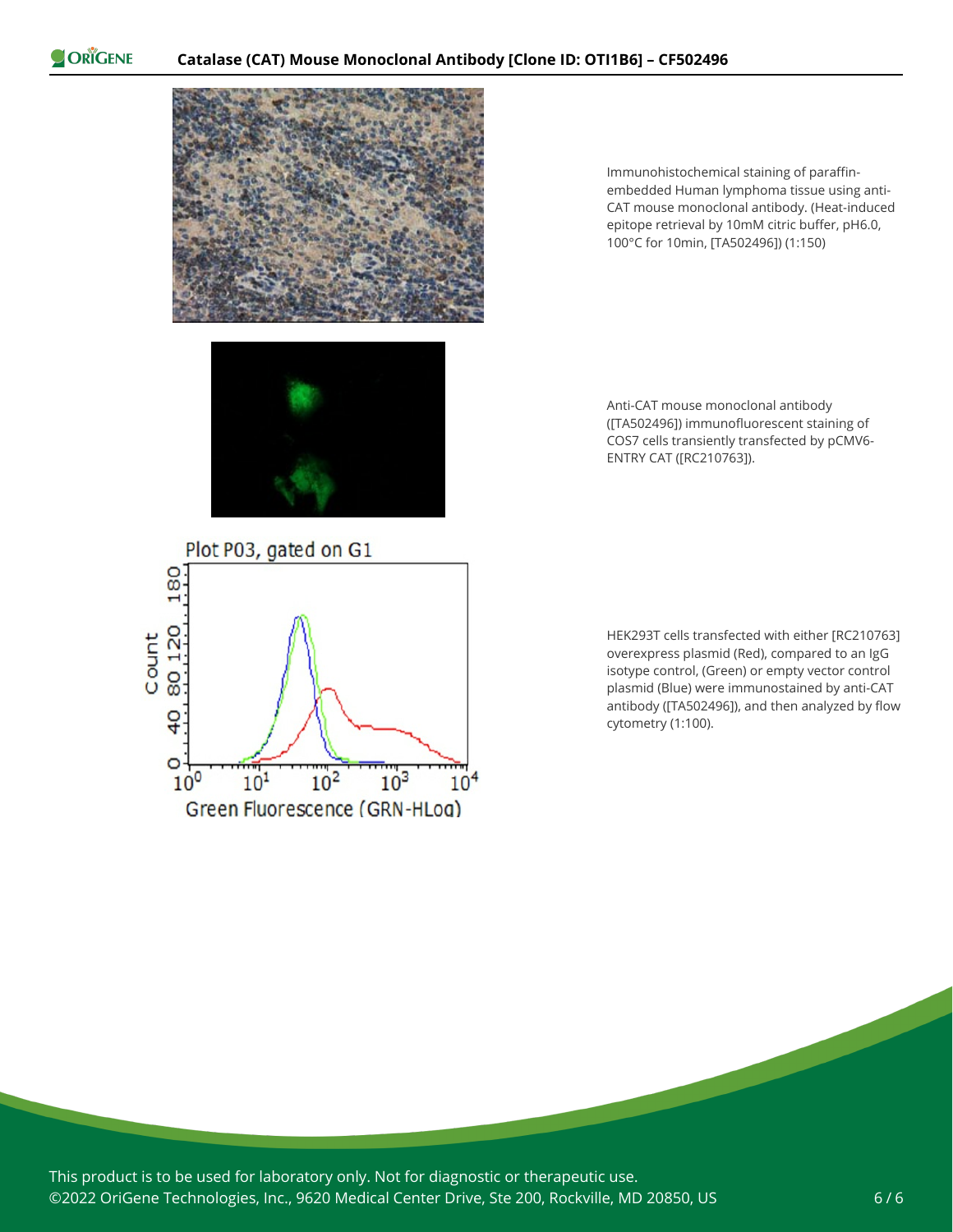Immunohistochemical staining of paraffin-embedded Human lymphoma tissue using anti-CAT mouse monoclonal antibody. (Heat-induced epitope retrieval by 10mM citric buffer, pH6.0, 100°C for 10min, [TA502496]) (1:150)

Anti-CAT mouse monoclonal antibody ([TA502496]) immunofluorescent staining of COS7 cells transiently transfected by pCMV6-ENTRY CAT ([RC210763]).

Plot P03, gated on G1

Count

0 40 80 120 180

$10^0$ $10^1$ $10^2$ $10^3$ $10^4$

Green Fluorescence (GRN-HLog)

HEK293T cells transfected with either [RC210763] overexpress plasmid (Red), compared to an IgG isotype control, (Green) or empty vector control plasmid (Blue) were immunostained by anti-CAT antibody ([TA502496]), and then analyzed by flow cytometry (1:100).

This product is to be used for laboratory only. Not for diagnostic or therapeutic use.
©2022 OriGene Technologies, Inc., 9620 Medical Center Drive, Ste 200, Rockville, MD 20850, US